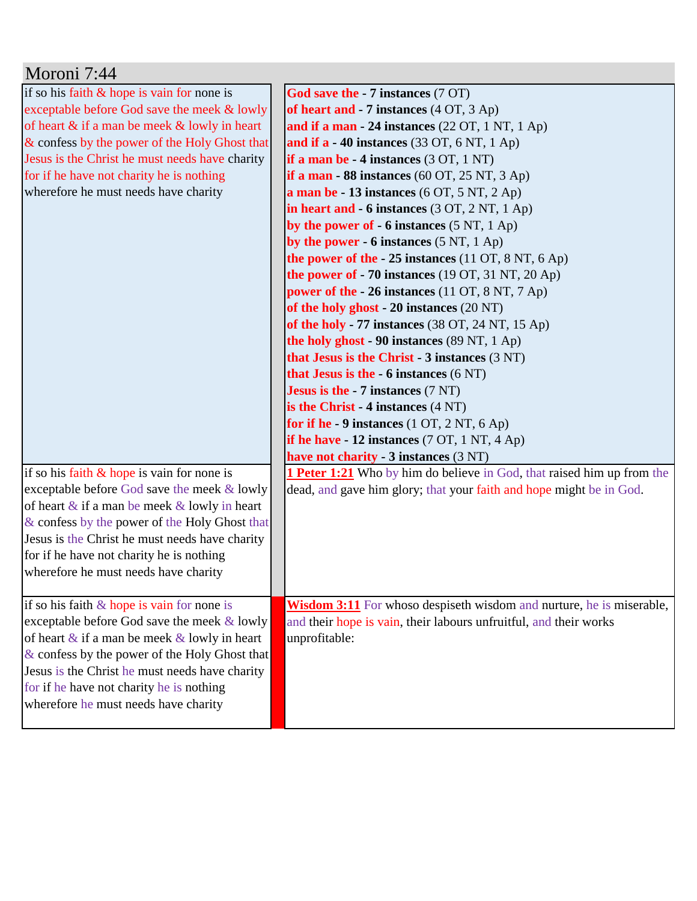# Moroni 7:44

| | |
|---|---|
| if so his faith & hope is vain for none is exceptable before God save the meek & lowly of heart & if a man be meek & lowly in heart & confess by the power of the Holy Ghost that Jesus is the Christ he must needs have charity for if he have not charity he is nothing wherefore he must needs have charity | **God save the - 7 instances** (7 OT)<br>**of heart and - 7 instances** (4 OT, 3 Ap)<br>**and if a man - 24 instances** (22 OT, 1 NT, 1 Ap)<br>**and if a - 40 instances** (33 OT, 6 NT, 1 Ap)<br>**if a man be - 4 instances** (3 OT, 1 NT)<br>**if a man - 88 instances** (60 OT, 25 NT, 3 Ap)<br>**a man be - 13 instances** (6 OT, 5 NT, 2 Ap)<br>**in heart and - 6 instances** (3 OT, 2 NT, 1 Ap)<br>**by the power of - 6 instances** (5 NT, 1 Ap)<br>**by the power - 6 instances** (5 NT, 1 Ap)<br>**the power of the - 25 instances** (11 OT, 8 NT, 6 Ap)<br>**the power of - 70 instances** (19 OT, 31 NT, 20 Ap)<br>**power of the - 26 instances** (11 OT, 8 NT, 7 Ap)<br>**of the holy ghost - 20 instances** (20 NT)<br>**of the holy - 77 instances** (38 OT, 24 NT, 15 Ap)<br>**the holy ghost - 90 instances** (89 NT, 1 Ap)<br>**that Jesus is the Christ - 3 instances** (3 NT)<br>**that Jesus is the - 6 instances** (6 NT)<br>**Jesus is the - 7 instances** (7 NT)<br>**is the Christ - 4 instances** (4 NT)<br>**for if he - 9 instances** (1 OT, 2 NT, 6 Ap)<br>**if he have - 12 instances** (7 OT, 1 NT, 4 Ap)<br>**have not charity - 3 instances** (3 NT) |
| if so his faith & hope is vain for none is exceptable before God save the meek & lowly of heart & if a man be meek & lowly in heart & confess by the power of the Holy Ghost that Jesus is the Christ he must needs have charity for if he have not charity he is nothing wherefore he must needs have charity | **1 Peter 1:21** Who by him do believe in God, that raised him up from the dead, and gave him glory; that your faith and hope might be in God. |
| if so his faith & hope is vain for none is exceptable before God save the meek & lowly of heart & if a man be meek & lowly in heart & confess by the power of the Holy Ghost that Jesus is the Christ he must needs have charity for if he have not charity he is nothing wherefore he must needs have charity | **Wisdom 3:11** For whoso despiseth wisdom and nurture, he is miserable, and their hope is vain, their labours unfruitful, and their works unprofitable: |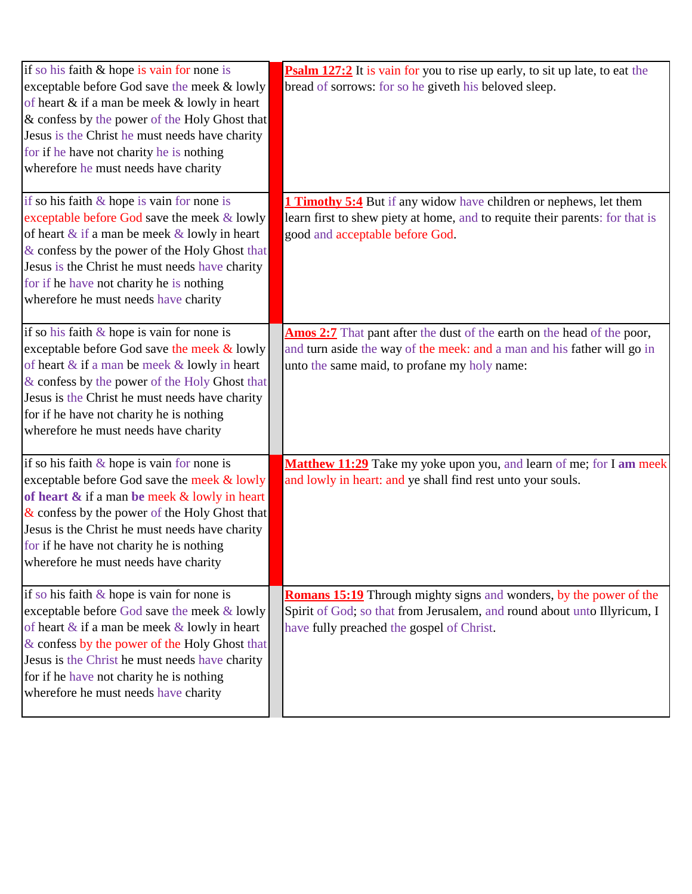| | | |
|---|---|---|
| if so his faith & hope is vain for none is exceptable before God save the meek & lowly of heart & if a man be meek & lowly in heart & confess by the power of the Holy Ghost that Jesus is the Christ he must needs have charity for if he have not charity he is nothing wherefore he must needs have charity | | **Psalm 127:2** It is vain for you to rise up early, to sit up late, to eat the bread of sorrows: for so he giveth his beloved sleep. |
| if so his faith & hope is vain for none is exceptable before God save the meek & lowly of heart & if a man be meek & lowly in heart & confess by the power of the Holy Ghost that Jesus is the Christ he must needs have charity for if he have not charity he is nothing wherefore he must needs have charity | | **1 Timothy 5:4** But if any widow have children or nephews, let them learn first to shew piety at home, and to requite their parents: for that is good and acceptable before God. |
| if so his faith & hope is vain for none is exceptable before God save the meek & lowly of heart & if a man be meek & lowly in heart & confess by the power of the Holy Ghost that Jesus is the Christ he must needs have charity for if he have not charity he is nothing wherefore he must needs have charity | | **Amos 2:7** That pant after the dust of the earth on the head of the poor, and turn aside the way of the meek: and a man and his father will go in unto the same maid, to profane my holy name: |
| if so his faith & hope is vain for none is exceptable before God save the meek & lowly **of heart &** if a man **be** meek & lowly in heart & confess by the power of the Holy Ghost that Jesus is the Christ he must needs have charity for if he have not charity he is nothing wherefore he must needs have charity | | **Matthew 11:29** Take my yoke upon you, and learn of me; for I **am** meek and lowly in heart: and ye shall find rest unto your souls. |
| if so his faith & hope is vain for none is exceptable before God save the meek & lowly of heart & if a man be meek & lowly in heart & confess by the power of the Holy Ghost that Jesus is the Christ he must needs have charity for if he have not charity he is nothing wherefore he must needs have charity | | **Romans 15:19** Through mighty signs and wonders, by the power of the Spirit of God; so that from Jerusalem, and round about unto Illyricum, I have fully preached the gospel of Christ. |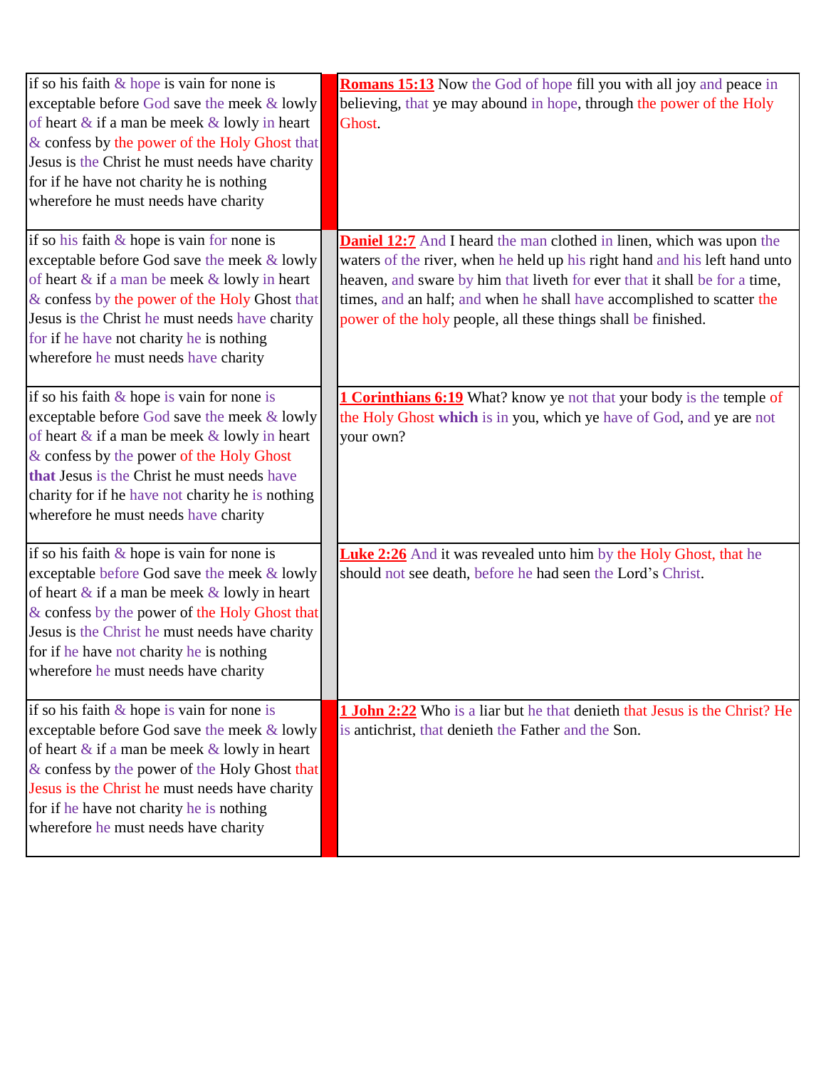| | | |
|---|---|---|
| if so his faith & hope is vain for none is exceptable before God save the meek & lowly of heart & if a man be meek & lowly in heart & confess by the power of the Holy Ghost that Jesus is the Christ he must needs have charity for if he have not charity he is nothing wherefore he must needs have charity | | **Romans 15:13** Now the God of hope fill you with all joy and peace in believing, that ye may abound in hope, through the power of the Holy Ghost. |
| if so his faith & hope is vain for none is exceptable before God save the meek & lowly of heart & if a man be meek & lowly in heart & confess by the power of the Holy Ghost that Jesus is the Christ he must needs have charity for if he have not charity he is nothing wherefore he must needs have charity | | **Daniel 12:7** And I heard the man clothed in linen, which was upon the waters of the river, when he held up his right hand and his left hand unto heaven, and sware by him that liveth for ever that it shall be for a time, times, and an half; and when he shall have accomplished to scatter the power of the holy people, all these things shall be finished. |
| if so his faith & hope is vain for none is exceptable before God save the meek & lowly of heart & if a man be meek & lowly in heart & confess by the power of the Holy Ghost **that** Jesus is the Christ he must needs have charity for if he have not charity he is nothing wherefore he must needs have charity | | **1 Corinthians 6:19** What? know ye not that your body is the temple of the Holy Ghost **which** is in you, which ye have of God, and ye are not your own? |
| if so his faith & hope is vain for none is exceptable before God save the meek & lowly of heart & if a man be meek & lowly in heart & confess by the power of the Holy Ghost that Jesus is the Christ he must needs have charity for if he have not charity he is nothing wherefore he must needs have charity | | **Luke 2:26** And it was revealed unto him by the Holy Ghost, that he should not see death, before he had seen the Lord's Christ. |
| if so his faith & hope is vain for none is exceptable before God save the meek & lowly of heart & if a man be meek & lowly in heart & confess by the power of the Holy Ghost that Jesus is the Christ he must needs have charity for if he have not charity he is nothing wherefore he must needs have charity | | **1 John 2:22** Who is a liar but he that denieth that Jesus is the Christ? He is antichrist, that denieth the Father and the Son. |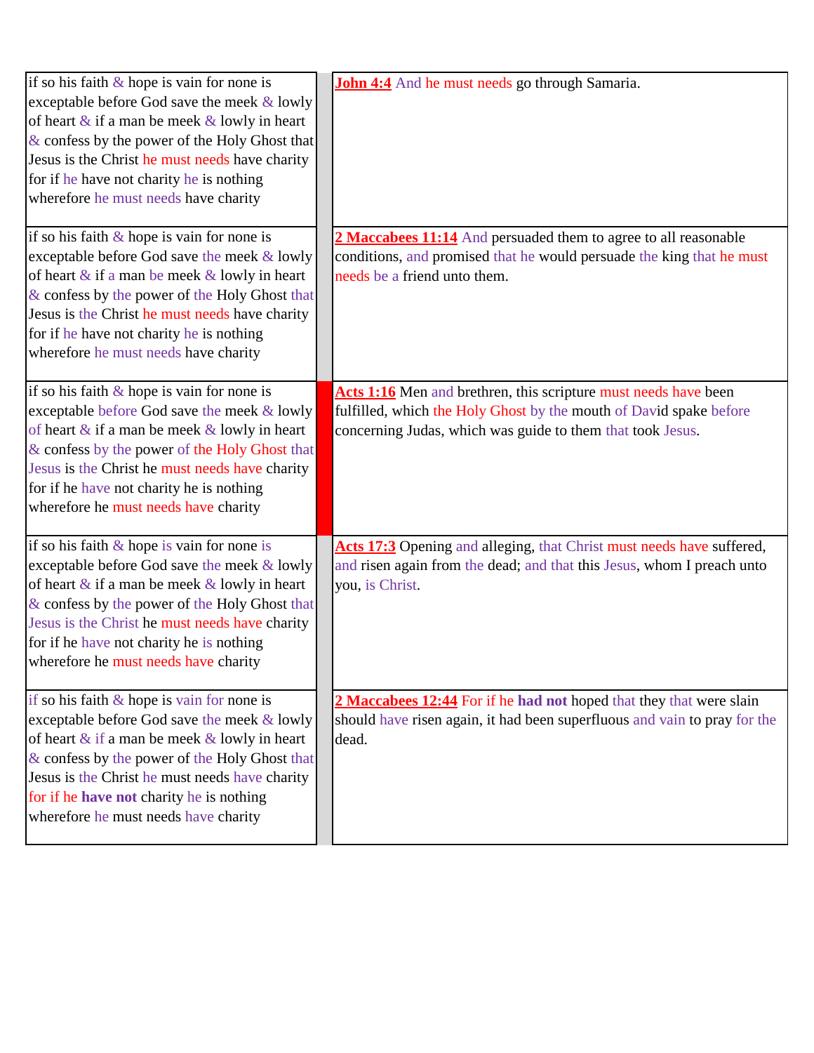| | | |
|---|---|---|
| if so his faith & hope is vain for none is exceptable before God save the meek & lowly of heart & if a man be meek & lowly in heart & confess by the power of the Holy Ghost that Jesus is the Christ he must needs have charity for if he have not charity he is nothing wherefore he must needs have charity | | **John 4:4** And he must needs go through Samaria. |
| if so his faith & hope is vain for none is exceptable before God save the meek & lowly of heart & if a man be meek & lowly in heart & confess by the power of the Holy Ghost that Jesus is the Christ he must needs have charity for if he have not charity he is nothing wherefore he must needs have charity | | **2 Maccabees 11:14** And persuaded them to agree to all reasonable conditions, and promised that he would persuade the king that he must needs be a friend unto them. |
| if so his faith & hope is vain for none is exceptable before God save the meek & lowly of heart & if a man be meek & lowly in heart & confess by the power of the Holy Ghost that Jesus is the Christ he must needs have charity for if he have not charity he is nothing wherefore he must needs have charity | | **Acts 1:16** Men and brethren, this scripture must needs have been fulfilled, which the Holy Ghost by the mouth of David spake before concerning Judas, which was guide to them that took Jesus. |
| if so his faith & hope is vain for none is exceptable before God save the meek & lowly of heart & if a man be meek & lowly in heart & confess by the power of the Holy Ghost that Jesus is the Christ he must needs have charity for if he have not charity he is nothing wherefore he must needs have charity | | **Acts 17:3** Opening and alleging, that Christ must needs have suffered, and risen again from the dead; and that this Jesus, whom I preach unto you, is Christ. |
| if so his faith & hope is vain for none is exceptable before God save the meek & lowly of heart & if a man be meek & lowly in heart & confess by the power of the Holy Ghost that Jesus is the Christ he must needs have charity for if he **have not** charity he is nothing wherefore he must needs have charity | | **2 Maccabees 12:44** For if he **had not** hoped that they that were slain should have risen again, it had been superfluous and vain to pray for the dead. |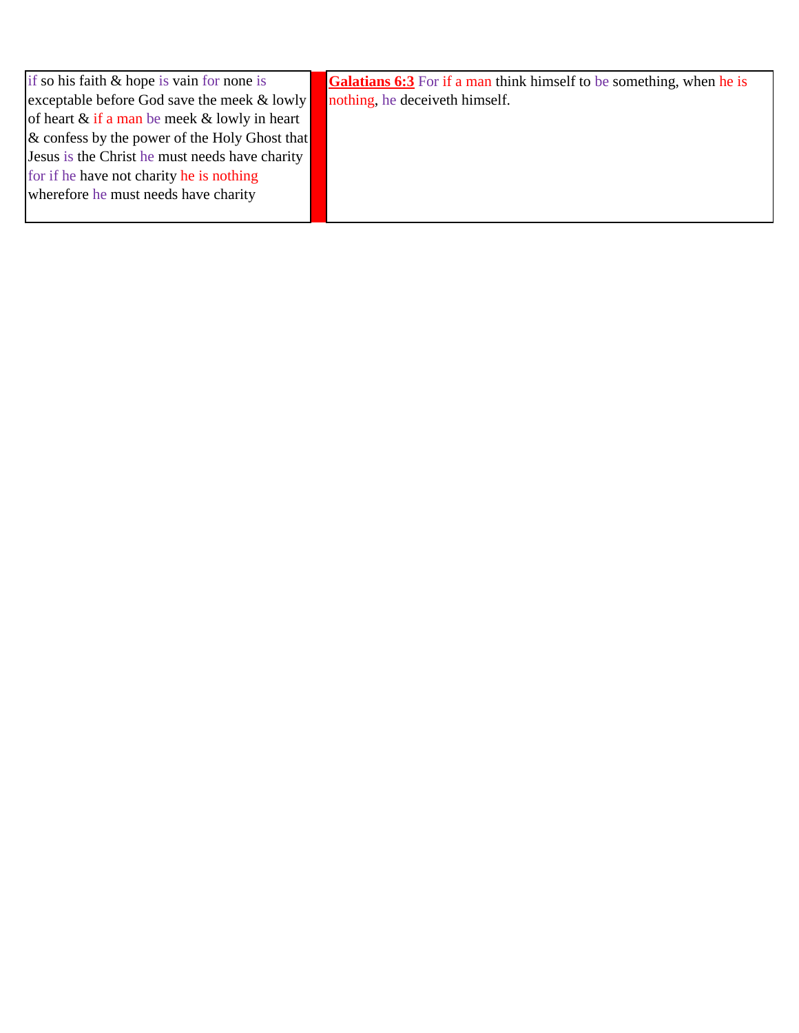| | | |
|---|---|---|
| if so his faith & hope is vain for none is exceptable before God save the meek & lowly of heart & if a man be meek & lowly in heart & confess by the power of the Holy Ghost that Jesus is the Christ he must needs have charity for if he have not charity he is nothing wherefore he must needs have charity | | **Galatians 6:3** For if a man think himself to be something, when he is nothing, he deceiveth himself. |